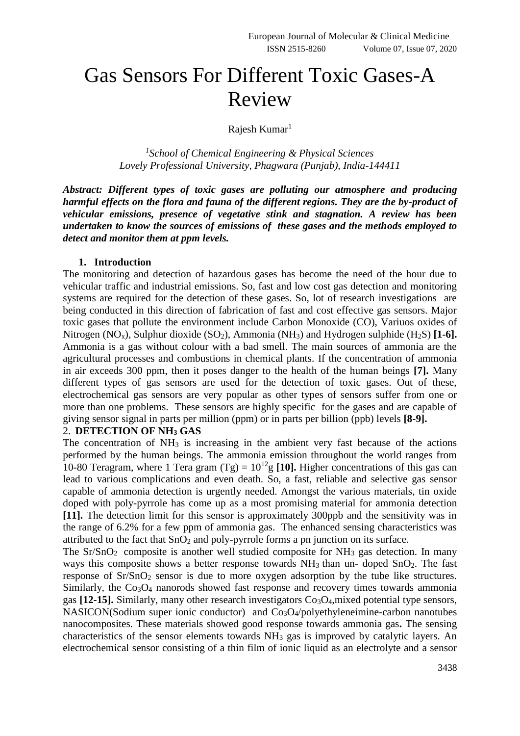# Gas Sensors For Different Toxic Gases-A Review

Rajesh Kumar[1]

[1]*School of Chemical Engineering & Physical Sciences*
*Lovely Professional University, Phagwara (Punjab), India-144411*

***Abstract: Different types of toxic gases are polluting our atmosphere and producing harmful effects on the flora and fauna of the different regions. They are the by-product of vehicular emissions, presence of vegetative stink and stagnation. A review has been undertaken to know the sources of emissions of these gases and the methods employed to detect and monitor them at ppm levels.***

## 1. Introduction

The monitoring and detection of hazardous gases has become the need of the hour due to vehicular traffic and industrial emissions. So, fast and low cost gas detection and monitoring systems are required for the detection of these gases. So, lot of research investigations are being conducted in this direction of fabrication of fast and cost effective gas sensors. Major toxic gases that pollute the environment include Carbon Monoxide (CO), Variuos oxides of Nitrogen ($NO_x$), Sulphur dioxide ($SO_2$), Ammonia ($NH_3$) and Hydrogen sulphide ($H_2S$) **[1-6].** Ammonia is a gas without colour with a bad smell. The main sources of ammonia are the agricultural processes and combustions in chemical plants. If the concentration of ammonia in air exceeds 300 ppm, then it poses danger to the health of the human beings **[7].** Many different types of gas sensors are used for the detection of toxic gases. Out of these, electrochemical gas sensors are very popular as other types of sensors suffer from one or more than one problems. These sensors are highly specific for the gases and are capable of giving sensor signal in parts per million (ppm) or in parts per billion (ppb) levels **[8-9].**

## 2. DETECTION OF $NH_3$ GAS

The concentration of $NH_3$ is increasing in the ambient very fast because of the actions performed by the human beings. The ammonia emission throughout the world ranges from 10-80 Teragram, where 1 Tera gram (Tg) = $10^{12}$g **[10].** Higher concentrations of this gas can lead to various complications and even death. So, a fast, reliable and selective gas sensor capable of ammonia detection is urgently needed. Amongst the various materials, tin oxide doped with poly-pyrrole has come up as a most promising material for ammonia detection **[11].** The detection limit for this sensor is approximately 300ppb and the sensitivity was in the range of 6.2% for a few ppm of ammonia gas. The enhanced sensing characteristics was attributed to the fact that $SnO_2$ and poly-pyrrole forms a pn junction on its surface.

The $Sr/SnO_2$ composite is another well studied composite for $NH_3$ gas detection. In many ways this composite shows a better response towards $NH_3$ than un- doped $SnO_2$. The fast response of $Sr/SnO_2$ sensor is due to more oxygen adsorption by the tube like structures. Similarly, the $Co_3O_4$ nanorods showed fast response and recovery times towards ammonia gas **[12-15].** Similarly, many other research investigators $Co_3O_4$,mixed potential type sensors, NASICON(Sodium super ionic conductor) and $Co_3O_4$/polyethyleneimine-carbon nanotubes nanocomposites. These materials showed good response towards ammonia gas**.** The sensing characteristics of the sensor elements towards $NH_3$ gas is improved by catalytic layers. An electrochemical sensor consisting of a thin film of ionic liquid as an electrolyte and a sensor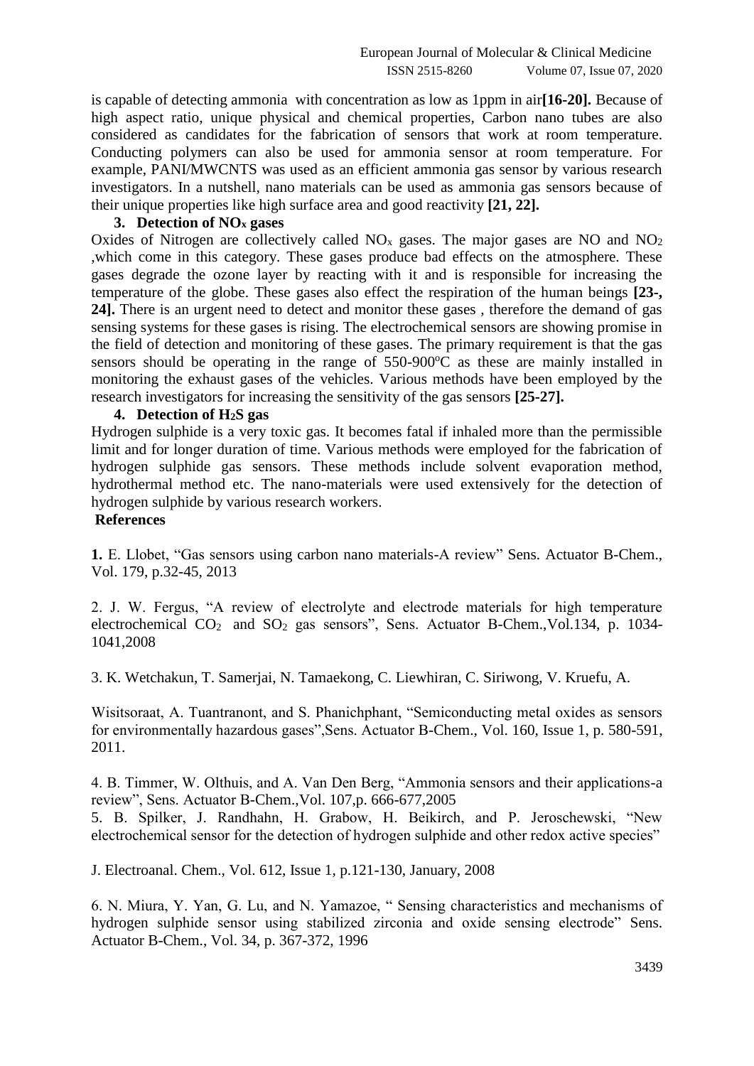is capable of detecting ammonia with concentration as low as 1ppm in air **[16-20].** Because of high aspect ratio, unique physical and chemical properties, Carbon nano tubes are also considered as candidates for the fabrication of sensors that work at room temperature. Conducting polymers can also be used for ammonia sensor at room temperature. For example, PANI/MWCNTS was used as an efficient ammonia gas sensor by various research investigators. In a nutshell, nano materials can be used as ammonia gas sensors because of their unique properties like high surface area and good reactivity **[21, 22].**

### 3. Detection of $NO_x$ gases

Oxides of Nitrogen are collectively called $NO_x$ gases. The major gases are NO and $NO_2$ ,which come in this category. These gases produce bad effects on the atmosphere. These gases degrade the ozone layer by reacting with it and is responsible for increasing the temperature of the globe. These gases also effect the respiration of the human beings **[23-, 24].** There is an urgent need to detect and monitor these gases , therefore the demand of gas sensing systems for these gases is rising. The electrochemical sensors are showing promise in the field of detection and monitoring of these gases. The primary requirement is that the gas sensors should be operating in the range of 550-900$^oC$ as these are mainly installed in monitoring the exhaust gases of the vehicles. Various methods have been employed by the research investigators for increasing the sensitivity of the gas sensors **[25-27].**

### 4. Detection of $H_2S$ gas

Hydrogen sulphide is a very toxic gas. It becomes fatal if inhaled more than the permissible limit and for longer duration of time. Various methods were employed for the fabrication of hydrogen sulphide gas sensors. These methods include solvent evaporation method, hydrothermal method etc. The nano-materials were used extensively for the detection of hydrogen sulphide by various research workers.

## References

**1.** E. Llobet, "Gas sensors using carbon nano materials-A review" Sens. Actuator B-Chem., Vol. 179, p.32-45, 2013

2. J. W. Fergus, "A review of electrolyte and electrode materials for high temperature electrochemical $CO_2$ and $SO_2$ gas sensors", Sens. Actuator B-Chem.,Vol.134, p. 1034-1041,2008

3. K. Wetchakun, T. Samerjai, N. Tamaekong, C. Liewhiran, C. Siriwong, V. Kruefu, A.

Wisitsoraat, A. Tuantranont, and S. Phanichphant, "Semiconducting metal oxides as sensors for environmentally hazardous gases",Sens. Actuator B-Chem., Vol. 160, Issue 1, p. 580-591, 2011.

4. B. Timmer, W. Olthuis, and A. Van Den Berg, "Ammonia sensors and their applications-a review", Sens. Actuator B-Chem.,Vol. 107,p. 666-677,2005

5. B. Spilker, J. Randhahn, H. Grabow, H. Beikirch, and P. Jeroschewski, "New electrochemical sensor for the detection of hydrogen sulphide and other redox active species"

J. Electroanal. Chem., Vol. 612, Issue 1, p.121-130, January, 2008

6. N. Miura, Y. Yan, G. Lu, and N. Yamazoe, " Sensing characteristics and mechanisms of hydrogen sulphide sensor using stabilized zirconia and oxide sensing electrode" Sens. Actuator B-Chem., Vol. 34, p. 367-372, 1996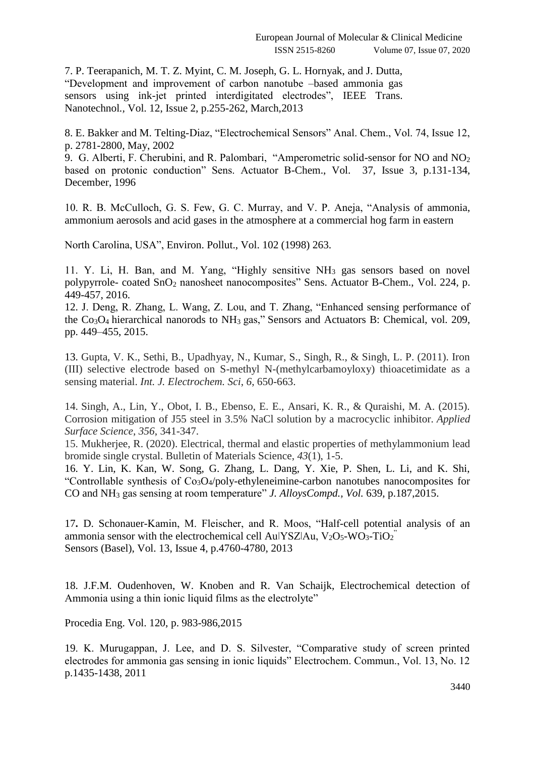7. P. Teerapanich, M. T. Z. Myint, C. M. Joseph, G. L. Hornyak, and J. Dutta, "Development and improvement of carbon nanotube –based ammonia gas sensors using ink-jet printed interdigitated electrodes", IEEE Trans. Nanotechnol., Vol. 12, Issue 2, p.255-262, March,2013

8. E. Bakker and M. Telting-Diaz, "Electrochemical Sensors" Anal. Chem., Vol. 74, Issue 12, p. 2781-2800, May, 2002

9. G. Alberti, F. Cherubini, and R. Palombari, "Amperometric solid-sensor for NO and $NO_2$ based on protonic conduction" Sens. Actuator B-Chem., Vol. 37, Issue 3, p.131-134, December, 1996

10. R. B. McCulloch, G. S. Few, G. C. Murray, and V. P. Aneja, "Analysis of ammonia, ammonium aerosols and acid gases in the atmosphere at a commercial hog farm in eastern North Carolina, USA", Environ. Pollut., Vol. 102 (1998) 263.

11. Y. Li, H. Ban, and M. Yang, "Highly sensitive $NH_3$ gas sensors based on novel polypyrrole- coated $SnO_2$ nanosheet nanocomposites" Sens. Actuator B-Chem., Vol. 224, p. 449-457, 2016.

12. J. Deng, R. Zhang, L. Wang, Z. Lou, and T. Zhang, "Enhanced sensing performance of the $Co_3O_4$ hierarchical nanorods to $NH_3$ gas," Sensors and Actuators B: Chemical, vol. 209, pp. 449–455, 2015.

13. Gupta, V. K., Sethi, B., Upadhyay, N., Kumar, S., Singh, R., & Singh, L. P. (2011). Iron (III) selective electrode based on S-methyl N-(methylcarbamoyloxy) thioacetimidate as a sensing material. *Int. J. Electrochem. Sci*, *6*, 650-663.

14. Singh, A., Lin, Y., Obot, I. B., Ebenso, E. E., Ansari, K. R., & Quraishi, M. A. (2015). Corrosion mitigation of J55 steel in 3.5% NaCl solution by a macrocyclic inhibitor. *Applied Surface Science*, *356*, 341-347.

15. Mukherjee, R. (2020). Electrical, thermal and elastic properties of methylammonium lead bromide single crystal. Bulletin of Materials Science, *43*(1), 1-5.

16. Y. Lin, K. Kan, W. Song, G. Zhang, L. Dang, Y. Xie, P. Shen, L. Li, and K. Shi, "Controllable synthesis of $Co_3O_4$/poly-ethyleneimine-carbon nanotubes nanocomposites for CO and $NH_3$ gas sensing at room temperature" *J. AlloysCompd., Vol.* 639, p.187,2015.

17. D. Schonauer-Kamin, M. Fleischer, and R. Moos, "Half-cell potential analysis of an ammonia sensor with the electrochemical cell Au|YSZ|Au, $V_2O_5$-$WO_3$-$TiO_2$" Sensors (Basel), Vol. 13, Issue 4, p.4760-4780, 2013

18. J.F.M. Oudenhoven, W. Knoben and R. Van Schaijk, Electrochemical detection of Ammonia using a thin ionic liquid films as the electrolyte" Procedia Eng. Vol. 120, p. 983-986,2015

19. K. Murugappan, J. Lee, and D. S. Silvester, "Comparative study of screen printed electrodes for ammonia gas sensing in ionic liquids" Electrochem. Commun., Vol. 13, No. 12 p.1435-1438, 2011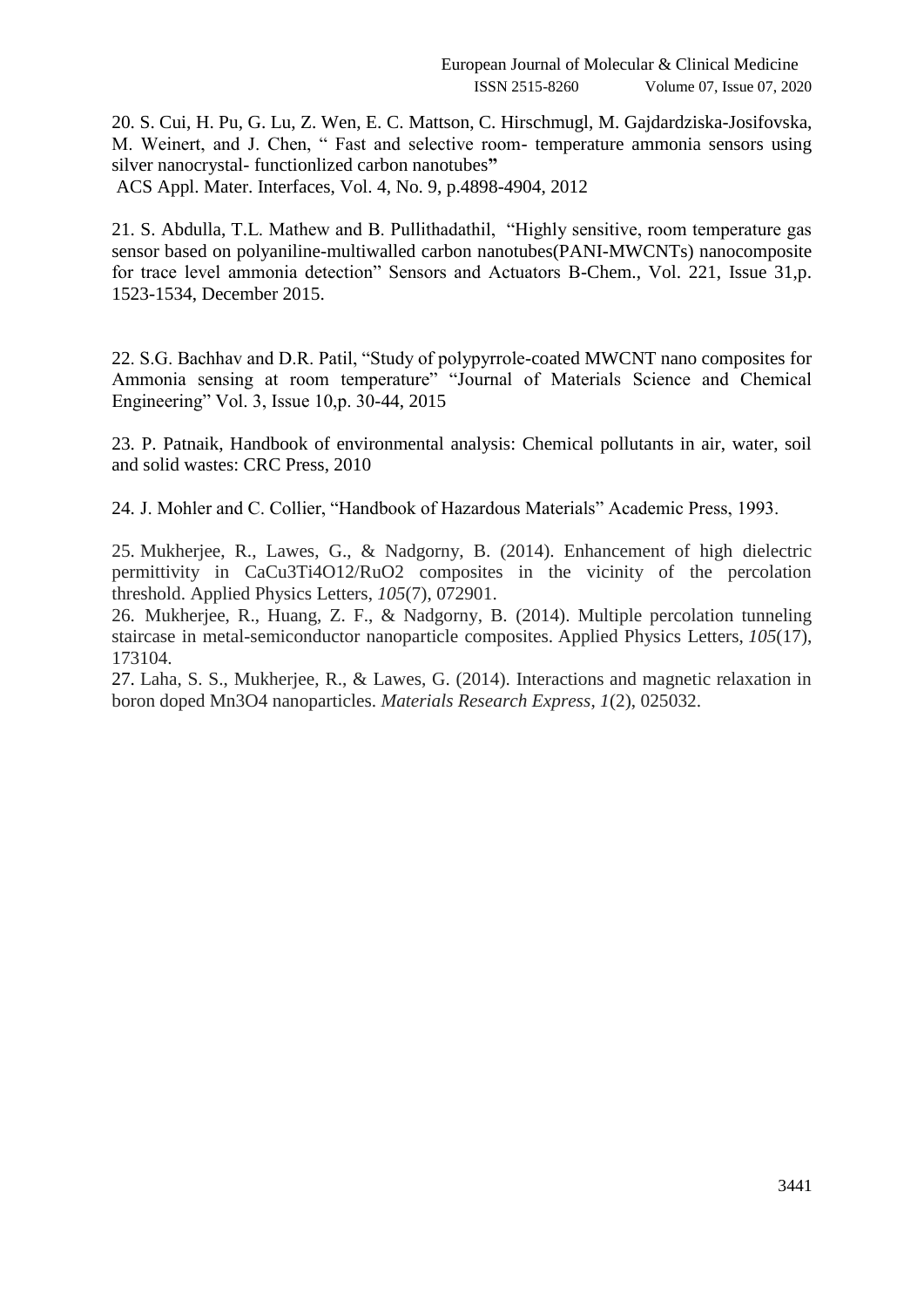20. S. Cui, H. Pu, G. Lu, Z. Wen, E. C. Mattson, C. Hirschmugl, M. Gajdardziska-Josifovska, M. Weinert, and J. Chen, " Fast and selective room- temperature ammonia sensors using silver nanocrystal- functionlized carbon nanotubes"
ACS Appl. Mater. Interfaces, Vol. 4, No. 9, p.4898-4904, 2012

21. S. Abdulla, T.L. Mathew and B. Pullithadathil, "Highly sensitive, room temperature gas sensor based on polyaniline-multiwalled carbon nanotubes(PANI-MWCNTs) nanocomposite for trace level ammonia detection" Sensors and Actuators B-Chem., Vol. 221, Issue 31,p. 1523-1534, December 2015.

22. S.G. Bachhav and D.R. Patil, "Study of polypyrrole-coated MWCNT nano composites for Ammonia sensing at room temperature" "Journal of Materials Science and Chemical Engineering" Vol. 3, Issue 10,p. 30-44, 2015

23. P. Patnaik, Handbook of environmental analysis: Chemical pollutants in air, water, soil and solid wastes: CRC Press, 2010

24. J. Mohler and C. Collier, "Handbook of Hazardous Materials" Academic Press, 1993.

25. Mukherjee, R., Lawes, G., & Nadgorny, B. (2014). Enhancement of high dielectric permittivity in $CaCu_3Ti_4O_{12}/RuO_2$ composites in the vicinity of the percolation threshold. Applied Physics Letters, *105*(7), 072901.

26. Mukherjee, R., Huang, Z. F., & Nadgorny, B. (2014). Multiple percolation tunneling staircase in metal-semiconductor nanoparticle composites. Applied Physics Letters, *105*(17), 173104.

27. Laha, S. S., Mukherjee, R., & Lawes, G. (2014). Interactions and magnetic relaxation in boron doped $Mn_3O_4$ nanoparticles. *Materials Research Express*, *1*(2), 025032.